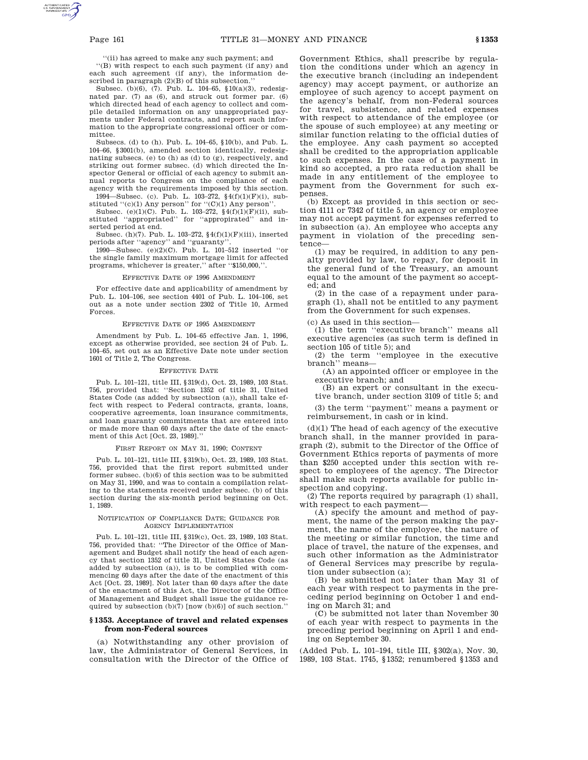''(ii) has agreed to make any such payment; and

''(B) with respect to each such payment (if any) and each such agreement (if any), the information described in paragraph (2)(B) of this subsection.''

Subsec. (b)(6), (7). Pub. L. 104–65, §10(a)(3), redesignated par. (7) as (6), and struck out former par. (6) which directed head of each agency to collect and compile detailed information on any unappropriated payments under Federal contracts, and report such information to the appropriate congressional officer or committee.

Subsecs. (d) to (h). Pub. L. 104–65, §10(b), and Pub. L. 104–66, §3001(b), amended section identically, redesignating subsecs. (e) to (h) as (d) to (g), respectively, and striking out former subsec. (d) which directed the Inspector General or official of each agency to submit annual reports to Congress on the compliance of each agency with the requirements imposed by this section.

1994—Subsec. (c). Pub. L. 103–272, §4(f)(1)(F)(i), substituted ''(c)(1) Any person'' for ''(C)(1) Any person''.

Subsec. (e)(1)(C). Pub. L. 103–272, §4(f)(1)(F)(ii), substituted ''appropriated'' for ''appropirated'' and inserted period at end.

Subsec. (h)(7). Pub. L. 103–272, §4(f)(1)(F)(iii), inserted periods after ''agency'' and ''guaranty''.

1990—Subsec. (e)(2)(C). Pub. L. 101–512 inserted ''or the single family maximum mortgage limit for affected programs, whichever is greater,'' after ''$150,000,''.

EFFECTIVE DATE OF 1996 AMENDMENT

For effective date and applicability of amendment by Pub. L. 104–106, see section 4401 of Pub. L. 104–106, set out as a note under section 2302 of Title 10, Armed Forces.

EFFECTIVE DATE OF 1995 AMENDMENT

Amendment by Pub. L. 104–65 effective Jan. 1, 1996, except as otherwise provided, see section 24 of Pub. L. 104–65, set out as an Effective Date note under section 1601 of Title 2, The Congress.

EFFECTIVE DATE

Pub. L. 101–121, title III, §319(d), Oct. 23, 1989, 103 Stat. 756, provided that: ''Section 1352 of title 31, United States Code (as added by subsection (a)), shall take effect with respect to Federal contracts, grants, loans, cooperative agreements, loan insurance commitments, and loan guaranty commitments that are entered into or made more than 60 days after the date of the enactment of this Act [Oct. 23, 1989].''

FIRST REPORT ON MAY 31, 1990; CONTENT

Pub. L. 101–121, title III, §319(b), Oct. 23, 1989, 103 Stat. 756, provided that the first report submitted under former subsec. (b)(6) of this section was to be submitted on May 31, 1990, and was to contain a compilation relating to the statements received under subsec. (b) of this section during the six-month period beginning on Oct. 1, 1989.

NOTIFICATION OF COMPLIANCE DATE; GUIDANCE FOR AGENCY IMPLEMENTATION

Pub. L. 101–121, title III, §319(c), Oct. 23, 1989, 103 Stat. 756, provided that: ''The Director of the Office of Management and Budget shall notify the head of each agency that section 1352 of title 31, United States Code (as added by subsection (a)), is to be complied with commencing 60 days after the date of the enactment of this Act [Oct. 23, 1989]. Not later than 60 days after the date of the enactment of this Act, the Director of the Office of Management and Budget shall issue the guidance required by subsection (b)(7) [now (b)(6)] of such section.''

## §1353. Acceptance of travel and related expenses from non-Federal sources

(a) Notwithstanding any other provision of law, the Administrator of General Services, in consultation with the Director of the Office of Government Ethics, shall prescribe by regulation the conditions under which an agency in the executive branch (including an independent agency) may accept payment, or authorize an employee of such agency to accept payment on the agency's behalf, from non-Federal sources for travel, subsistence, and related expenses with respect to attendance of the employee (or the spouse of such employee) at any meeting or similar function relating to the official duties of the employee. Any cash payment so accepted shall be credited to the appropriation applicable to such expenses. In the case of a payment in kind so accepted, a pro rata reduction shall be made in any entitlement of the employee to payment from the Government for such expenses.

(b) Except as provided in this section or section 4111 or 7342 of title 5, an agency or employee may not accept payment for expenses referred to in subsection (a). An employee who accepts any payment in violation of the preceding sentence—

(1) may be required, in addition to any penalty provided by law, to repay, for deposit in the general fund of the Treasury, an amount equal to the amount of the payment so accepted; and

(2) in the case of a repayment under paragraph (1), shall not be entitled to any payment from the Government for such expenses.

(c) As used in this section—

(1) the term ''executive branch'' means all executive agencies (as such term is defined in section 105 of title 5); and

(2) the term ''employee in the executive branch'' means—

(A) an appointed officer or employee in the executive branch; and

(B) an expert or consultant in the executive branch, under section 3109 of title 5; and

(3) the term ''payment'' means a payment or reimbursement, in cash or in kind.

(d)(1) The head of each agency of the executive branch shall, in the manner provided in paragraph (2), submit to the Director of the Office of Government Ethics reports of payments of more than $250 accepted under this section with respect to employees of the agency. The Director shall make such reports available for public inspection and copying.

(2) The reports required by paragraph (1) shall, with respect to each payment—

(A) specify the amount and method of payment, the name of the person making the payment, the name of the employee, the nature of the meeting or similar function, the time and place of travel, the nature of the expenses, and such other information as the Administrator of General Services may prescribe by regulation under subsection (a);

(B) be submitted not later than May 31 of each year with respect to payments in the preceding period beginning on October 1 and ending on March 31; and

(C) be submitted not later than November 30 of each year with respect to payments in the preceding period beginning on April 1 and ending on September 30.

(Added Pub. L. 101–194, title III, §302(a), Nov. 30, 1989, 103 Stat. 1745, §1352; renumbered §1353 and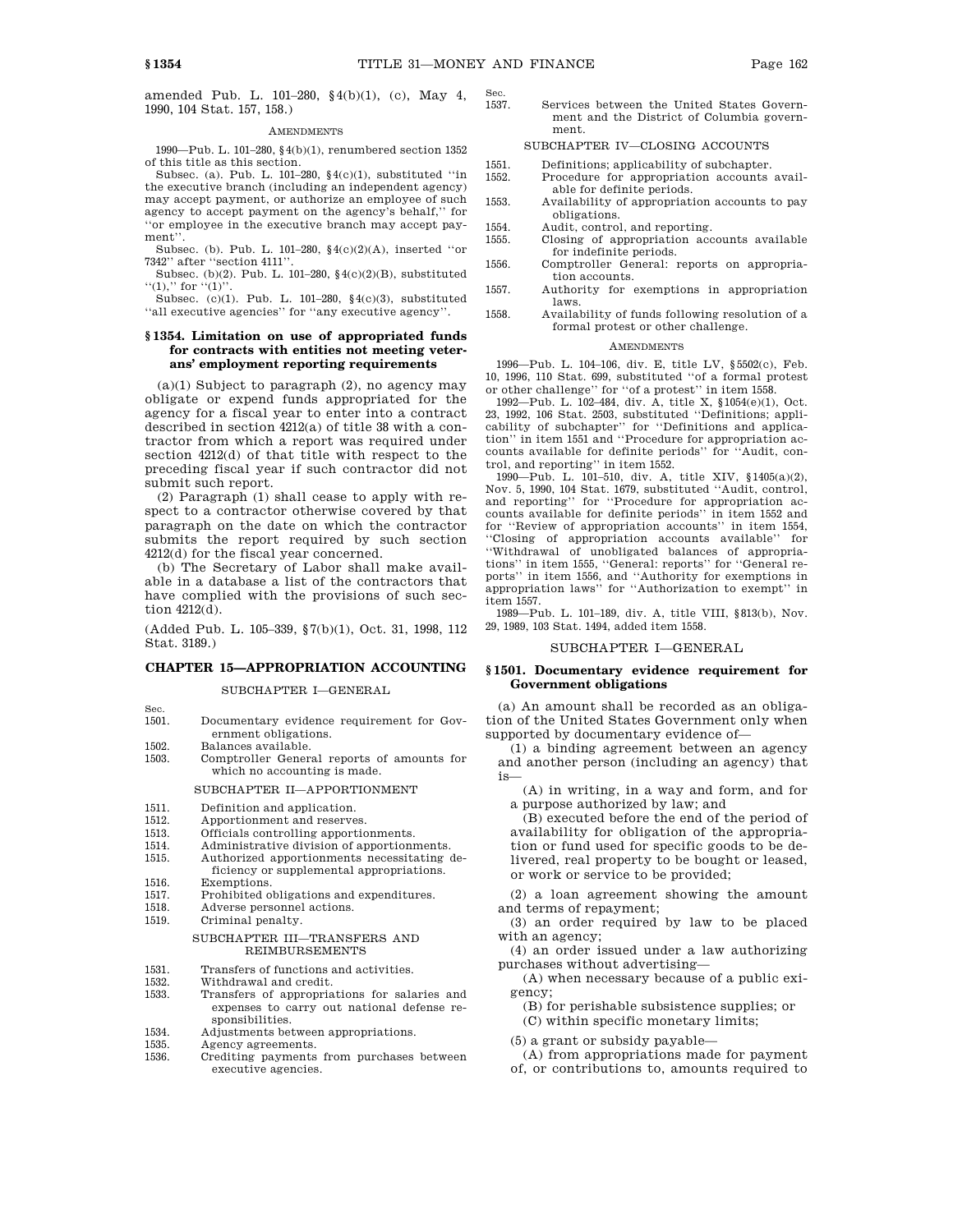amended Pub. L. 101–280, §4(b)(1), (c), May 4, 1990, 104 Stat. 157, 158.)

AMENDMENTS

1990—Pub. L. 101–280, §4(b)(1), renumbered section 1352 of this title as this section.

Subsec. (a). Pub. L. 101–280, §4(c)(1), substituted "in the executive branch (including an independent agency) may accept payment, or authorize an employee of such agency to accept payment on the agency's behalf," for "or employee in the executive branch may accept payment".

Subsec. (b). Pub. L. 101–280, §4(c)(2)(A), inserted "or 7342" after "section 4111".

Subsec. (b)(2). Pub. L. 101–280, §4(c)(2)(B), substituted "(1)," for "(1)".

Subsec. (c)(1). Pub. L. 101–280, §4(c)(3), substituted "all executive agencies" for "any executive agency".

### §1354. Limitation on use of appropriated funds for contracts with entities not meeting veterans' employment reporting requirements

(a)(1) Subject to paragraph (2), no agency may obligate or expend funds appropriated for the agency for a fiscal year to enter into a contract described in section 4212(a) of title 38 with a contractor from which a report was required under section 4212(d) of that title with respect to the preceding fiscal year if such contractor did not submit such report.

(2) Paragraph (1) shall cease to apply with respect to a contractor otherwise covered by that paragraph on the date on which the contractor submits the report required by such section 4212(d) for the fiscal year concerned.

(b) The Secretary of Labor shall make available in a database a list of the contractors that have complied with the provisions of such section 4212(d).

(Added Pub. L. 105–339, §7(b)(1), Oct. 31, 1998, 112 Stat. 3189.)

## CHAPTER 15—APPROPRIATION ACCOUNTING

SUBCHAPTER I—GENERAL

| Sec. | |
|---|---|
| 1501. | Documentary evidence requirement for Government obligations. |
| 1502. | Balances available. |
| 1503. | Comptroller General reports of amounts for which no accounting is made. |

SUBCHAPTER II—APPORTIONMENT

| | |
|---|---|
| 1511. | Definition and application. |
| 1512. | Apportionment and reserves. |
| 1513. | Officials controlling apportionments. |
| 1514. | Administrative division of apportionments. |
| 1515. | Authorized apportionments necessitating deficiency or supplemental appropriations. |
| 1516. | Exemptions. |
| 1517. | Prohibited obligations and expenditures. |
| 1518. | Adverse personnel actions. |
| 1519. | Criminal penalty. |

SUBCHAPTER III—TRANSFERS AND REIMBURSEMENTS

| | |
|---|---|
| 1531. | Transfers of functions and activities. |
| 1532. | Withdrawal and credit. |
| 1533. | Transfers of appropriations for salaries and expenses to carry out national defense responsibilities. |
| 1534. | Adjustments between appropriations. |
| 1535. | Agency agreements. |
| 1536. | Crediting payments from purchases between executive agencies. |
| 1537. | Services between the United States Government and the District of Columbia government. |

SUBCHAPTER IV—CLOSING ACCOUNTS

| | |
|---|---|
| 1551. | Definitions; applicability of subchapter. |
| 1552. | Procedure for appropriation accounts available for definite periods. |
| 1553. | Availability of appropriation accounts to pay obligations. |
| 1554. | Audit, control, and reporting. |
| 1555. | Closing of appropriation accounts available for indefinite periods. |
| 1556. | Comptroller General: reports on appropriation accounts. |
| 1557. | Authority for exemptions in appropriation laws. |
| 1558. | Availability of funds following resolution of a formal protest or other challenge. |

AMENDMENTS

1996—Pub. L. 104–106, div. E, title LV, §5502(c), Feb. 10, 1996, 110 Stat. 699, substituted "of a formal protest or other challenge" for "of a protest" in item 1558.

1992—Pub. L. 102–484, div. A, title X, §1054(e)(1), Oct. 23, 1992, 106 Stat. 2503, substituted "Definitions; applicability of subchapter" for "Definitions and application" in item 1551 and "Procedure for appropriation accounts available for definite periods" for "Audit, control, and reporting" in item 1552.

1990—Pub. L. 101–510, div. A, title XIV, §1405(a)(2), Nov. 5, 1990, 104 Stat. 1679, substituted "Audit, control, and reporting" for "Procedure for appropriation accounts available for definite periods" in item 1552 and for "Review of appropriation accounts" in item 1554, "Closing of appropriation accounts available" for "Withdrawal of unobligated balances of appropriations" in item 1555, "General: reports" for "General reports" in item 1556, and "Authority for exemptions in appropriation laws" for "Authorization to exempt" in item 1557.

1989—Pub. L. 101–189, div. A, title VIII, §813(b), Nov. 29, 1989, 103 Stat. 1494, added item 1558.

SUBCHAPTER I—GENERAL

### §1501. Documentary evidence requirement for Government obligations

(a) An amount shall be recorded as an obligation of the United States Government only when supported by documentary evidence of—

(1) a binding agreement between an agency and another person (including an agency) that is—

(A) in writing, in a way and form, and for a purpose authorized by law; and

(B) executed before the end of the period of availability for obligation of the appropriation or fund used for specific goods to be delivered, real property to be bought or leased, or work or service to be provided;

(2) a loan agreement showing the amount and terms of repayment;

(3) an order required by law to be placed with an agency;

(4) an order issued under a law authorizing purchases without advertising—

(A) when necessary because of a public exigency;

(B) for perishable subsistence supplies; or

(C) within specific monetary limits;

(5) a grant or subsidy payable—

(A) from appropriations made for payment of, or contributions to, amounts required to